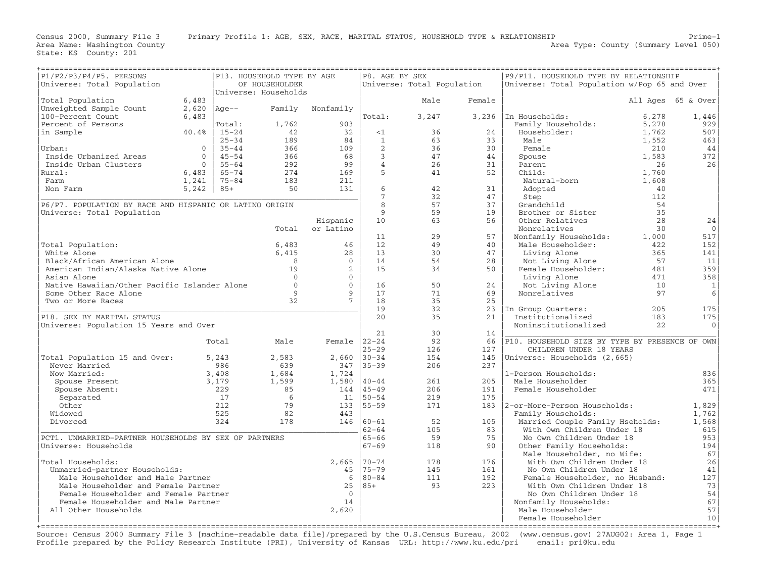Census 2000, Summary File 3 Primary Profile 1: AGE, SEX, RACE, MARITAL STATUS, HOUSEHOLD TYPE & RELATIONSHIP Prime-1
Area Name: Washington County Area Type: County (Summary Level 050)
State: KS County: 201

## P1/P2/P3/P4/P5. PERSONS
Universe: Total Population

| | |
|---|---|
| Total Population | 6,483 |
| Unweighted Sample Count | 2,620 |
| 100-Percent Count | 6,483 |
| Percent of Persons in Sample | 40.4% |
| Urban: | 0 |
| Inside Urbanized Areas | 0 |
| Inside Urban Clusters | 0 |
| Rural: | 6,483 |
| Farm | 1,241 |
| Non Farm | 5,242 |

## P13. HOUSEHOLD TYPE BY AGE OF HOUSEHOLDER
Universe: Households

| Age-- | Family | Nonfamily |
|---|---|---|
| Total: | 1,762 | 903 |
| 15-24 | 42 | 32 |
| 25-34 | 189 | 84 |
| 35-44 | 366 | 109 |
| 45-54 | 366 | 68 |
| 55-64 | 292 | 99 |
| 65-74 | 274 | 169 |
| 75-84 | 183 | 211 |
| 85+ | 50 | 131 |

## P6/P7. POPULATION BY RACE AND HISPANIC OR LATINO ORIGIN
Universe: Total Population

| | Total | Hispanic or Latino |
|---|---|---|
| Total Population: | 6,483 | 46 |
| White Alone | 6,415 | 28 |
| Black/African American Alone | 8 | 0 |
| American Indian/Alaska Native Alone | 19 | 2 |
| Asian Alone | 0 | 0 |
| Native Hawaiian/Other Pacific Islander Alone | 0 | 0 |
| Some Other Race Alone | 9 | 9 |
| Two or More Races | 32 | 7 |

## P18. SEX BY MARITAL STATUS
Universe: Population 15 Years and Over

| | Total | Male | Female |
|---|---|---|---|
| Total Population 15 and Over: | 5,243 | 2,583 | 2,660 |
| Never Married | 986 | 639 | 347 |
| Now Married: | 3,408 | 1,684 | 1,724 |
| Spouse Present | 3,179 | 1,599 | 1,580 |
| Spouse Absent: | 229 | 85 | 144 |
| Separated | 17 | 6 | 11 |
| Other | 212 | 79 | 133 |
| Widowed | 525 | 82 | 443 |
| Divorced | 324 | 178 | 146 |

## PCT1. UNMARRIED-PARTNER HOUSEHOLDS BY SEX OF PARTNERS
Universe: Households

| | |
|---|---|
| Total Households: | 2,665 |
| Unmarried-partner Households: | 45 |
| Male Householder and Male Partner | 6 |
| Male Householder and Female Partner | 25 |
| Female Householder and Female Partner | 0 |
| Female Householder and Male Partner | 14 |
| All Other Households | 2,620 |

## P8. AGE BY SEX
Universe: Total Population

| | Male | Female |
|---|---|---|
| Total: | 3,247 | 3,236 |
| <1 | 36 | 24 |
| 1 | 63 | 33 |
| 2 | 36 | 30 |
| 3 | 47 | 44 |
| 4 | 26 | 31 |
| 5 | 41 | 52 |
| 6 | 42 | 31 |
| 7 | 32 | 47 |
| 8 | 57 | 37 |
| 9 | 59 | 19 |
| 10 | 63 | 56 |
| 11 | 29 | 57 |
| 12 | 49 | 40 |
| 13 | 30 | 47 |
| 14 | 54 | 28 |
| 15 | 34 | 50 |
| 16 | 50 | 24 |
| 17 | 71 | 69 |
| 18 | 35 | 25 |
| 19 | 32 | 23 |
| 20 | 35 | 21 |
| 21 | 30 | 14 |
| 22-24 | 92 | 66 |
| 25-29 | 126 | 127 |
| 30-34 | 154 | 145 |
| 35-39 | 206 | 237 |
| 40-44 | 261 | 205 |
| 45-49 | 206 | 191 |
| 50-54 | 219 | 175 |
| 55-59 | 171 | 183 |
| 60-61 | 52 | 105 |
| 62-64 | 105 | 83 |
| 65-66 | 59 | 75 |
| 67-69 | 118 | 90 |
| 70-74 | 178 | 176 |
| 75-79 | 145 | 161 |
| 80-84 | 111 | 192 |
| 85+ | 93 | 223 |

## P9/P11. HOUSEHOLD TYPE BY RELATIONSHIP
Universe: Total Population w/Pop 65 and Over

| | All Ages | 65 & Over |
|---|---|---|
| In Households: | 6,278 | 1,446 |
| Family Households: | 5,278 | 929 |
| Householder: | 1,762 | 507 |
| Male | 1,552 | 463 |
| Female | 210 | 44 |
| Spouse | 1,583 | 372 |
| Parent | 26 | 26 |
| Child: | 1,760 | |
| Natural-born | 1,608 | |
| Adopted | 40 | |
| Step | 112 | |
| Grandchild | 54 | |
| Brother or Sister | 35 | |
| Other Relatives | 28 | 24 |
| Nonrelatives | 30 | 0 |
| Nonfamily Households: | 1,000 | 517 |
| Male Householder: | 422 | 152 |
| Living Alone | 365 | 141 |
| Not Living Alone | 57 | 11 |
| Female Householder: | 481 | 359 |
| Living Alone | 471 | 358 |
| Not Living Alone | 10 | 1 |
| Nonrelatives | 97 | 6 |
| In Group Quarters: | 205 | 175 |
| Institutionalized | 183 | 175 |
| Noninstitutionalized | 22 | 0 |

## P10. HOUSEHOLD SIZE BY TYPE BY PRESENCE OF OWN CHILDREN UNDER 18 YEARS
Universe: Households (2,665)

| | |
|---|---|
| 1-Person Households: | 836 |
| Male Householder | 365 |
| Female Householder | 471 |
| 2-or-More-Person Households: | 1,829 |
| Family Households: | 1,762 |
| Married Couple Family Hseholds: | 1,568 |
| With Own Children Under 18 | 615 |
| No Own Children Under 18 | 953 |
| Other Family Households: | 194 |
| Male Householder, no Wife: | 67 |
| With Own Children Under 18 | 26 |
| No Own Children Under 18 | 41 |
| Female Householder, no Husband: | 127 |
| With Own Children Under 18 | 73 |
| No Own Children Under 18 | 54 |
| Nonfamily Households: | 67 |
| Male Householder | 57 |
| Female Householder | 10 |

Source: Census 2000 Summary File 3 [machine-readable data file]/prepared by the U.S.Census Bureau, 2002 (www.census.gov) 27AUG02: Area 1, Page 1
Profile prepared by the Policy Research Institute (PRI), University of Kansas URL: http://www.ku.edu/pri email: pri@ku.edu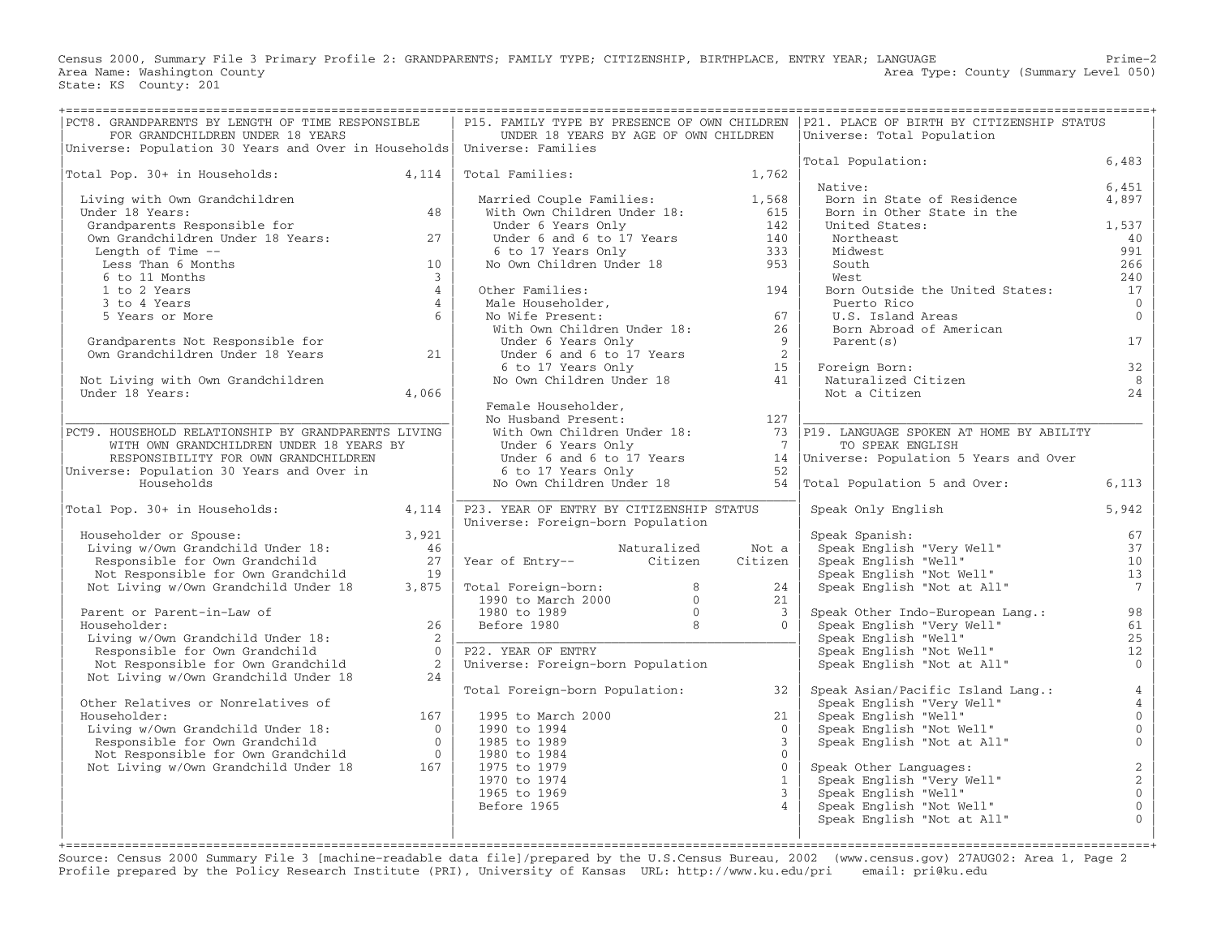Census 2000, Summary File 3 Primary Profile 2: GRANDPARENTS; FAMILY TYPE; CITIZENSHIP, BIRTHPLACE, ENTRY YEAR; LANGUAGE

Area Name: Washington County — Area Type: County (Summary Level 050)

State: KS County: 201

## PCT8. GRANDPARENTS BY LENGTH OF TIME RESPONSIBLE FOR GRANDCHILDREN UNDER 18 YEARS

Universe: Population 30 Years and Over in Households

| | |
|---|---|
| Total Pop. 30+ in Households: | 4,114 |
| Living with Own Grandchildren Under 18 Years: | 48 |
| Grandparents Responsible for Own Grandchildren Under 18 Years: | 27 |
| Length of Time -- | |
| Less Than 6 Months | 10 |
| 6 to 11 Months | 3 |
| 1 to 2 Years | 4 |
| 3 to 4 Years | 4 |
| 5 Years or More | 6 |
| Grandparents Not Responsible for Own Grandchildren Under 18 Years | 21 |
| Not Living with Own Grandchildren Under 18 Years: | 4,066 |

## PCT9. HOUSEHOLD RELATIONSHIP BY GRANDPARENTS LIVING WITH OWN GRANDCHILDREN UNDER 18 YEARS BY RESPONSIBILITY FOR OWN GRANDCHILDREN

Universe: Population 30 Years and Over in Households

| | |
|---|---|
| Total Pop. 30+ in Households: | 4,114 |
| Householder or Spouse: | 3,921 |
| Living w/Own Grandchild Under 18: | 46 |
| Responsible for Own Grandchild | 27 |
| Not Responsible for Own Grandchild | 19 |
| Not Living w/Own Grandchild Under 18 | 3,875 |
| Parent or Parent-in-Law of Householder: | 26 |
| Living w/Own Grandchild Under 18: | 2 |
| Responsible for Own Grandchild | 0 |
| Not Responsible for Own Grandchild | 2 |
| Not Living w/Own Grandchild Under 18 | 24 |
| Other Relatives or Nonrelatives of Householder: | 167 |
| Living w/Own Grandchild Under 18: | 0 |
| Responsible for Own Grandchild | 0 |
| Not Responsible for Own Grandchild | 0 |
| Not Living w/Own Grandchild Under 18 | 167 |

## P15. FAMILY TYPE BY PRESENCE OF OWN CHILDREN UNDER 18 YEARS BY AGE OF OWN CHILDREN

Universe: Families

| | |
|---|---|
| Total Families: | 1,762 |
| Married Couple Families: | 1,568 |
| With Own Children Under 18: | 615 |
| Under 6 Years Only | 142 |
| Under 6 and 6 to 17 Years | 140 |
| 6 to 17 Years Only | 333 |
| No Own Children Under 18 | 953 |
| Other Families: | 194 |
| Male Householder, No Wife Present: | 67 |
| With Own Children Under 18: | 26 |
| Under 6 Years Only | 9 |
| Under 6 and 6 to 17 Years | 2 |
| 6 to 17 Years Only | 15 |
| No Own Children Under 18 | 41 |
| Female Householder, No Husband Present: | 127 |
| With Own Children Under 18: | 73 |
| Under 6 Years Only | 7 |
| Under 6 and 6 to 17 Years | 14 |
| 6 to 17 Years Only | 52 |
| No Own Children Under 18 | 54 |

## P23. YEAR OF ENTRY BY CITIZENSHIP STATUS

Universe: Foreign-born Population

| Year of Entry-- | Naturalized Citizen | Not a Citizen |
|---|---|---|
| Total Foreign-born: | 8 | 24 |
| 1990 to March 2000 | 0 | 21 |
| 1980 to 1989 | 0 | 3 |
| Before 1980 | 8 | 0 |

## P22. YEAR OF ENTRY

Universe: Foreign-born Population

| | |
|---|---|
| Total Foreign-born Population: | 32 |
| 1995 to March 2000 | 21 |
| 1990 to 1994 | 0 |
| 1985 to 1989 | 3 |
| 1980 to 1984 | 0 |
| 1975 to 1979 | 0 |
| 1970 to 1974 | 1 |
| 1965 to 1969 | 3 |
| Before 1965 | 4 |

## P21. PLACE OF BIRTH BY CITIZENSHIP STATUS

Universe: Total Population

| | |
|---|---|
| Total Population: | 6,483 |
| Native: | 6,451 |
| Born in State of Residence | 4,897 |
| Born in Other State in the United States: | 1,537 |
| Northeast | 40 |
| Midwest | 991 |
| South | 266 |
| West | 240 |
| Born Outside the United States: | 17 |
| Puerto Rico | 0 |
| U.S. Island Areas | 0 |
| Born Abroad of American Parent(s) | 17 |
| Foreign Born: | 32 |
| Naturalized Citizen | 8 |
| Not a Citizen | 24 |

## P19. LANGUAGE SPOKEN AT HOME BY ABILITY TO SPEAK ENGLISH

Universe: Population 5 Years and Over

| | |
|---|---|
| Total Population 5 and Over: | 6,113 |
| Speak Only English | 5,942 |
| Speak Spanish: | 67 |
| Speak English "Very Well" | 37 |
| Speak English "Well" | 10 |
| Speak English "Not Well" | 13 |
| Speak English "Not at All" | 7 |
| Speak Other Indo-European Lang.: | 98 |
| Speak English "Very Well" | 61 |
| Speak English "Well" | 25 |
| Speak English "Not Well" | 12 |
| Speak English "Not at All" | 0 |
| Speak Asian/Pacific Island Lang.: | 4 |
| Speak English "Very Well" | 4 |
| Speak English "Well" | 0 |
| Speak English "Not Well" | 0 |
| Speak English "Not at All" | 0 |
| Speak Other Languages: | 2 |
| Speak English "Very Well" | 2 |
| Speak English "Well" | 0 |
| Speak English "Not Well" | 0 |
| Speak English "Not at All" | 0 |

Source: Census 2000 Summary File 3 [machine-readable data file]/prepared by the U.S.Census Bureau, 2002 (www.census.gov) 27AUG02: Area 1, Page 2
Profile prepared by the Policy Research Institute (PRI), University of Kansas URL: http://www.ku.edu/pri email: pri@ku.edu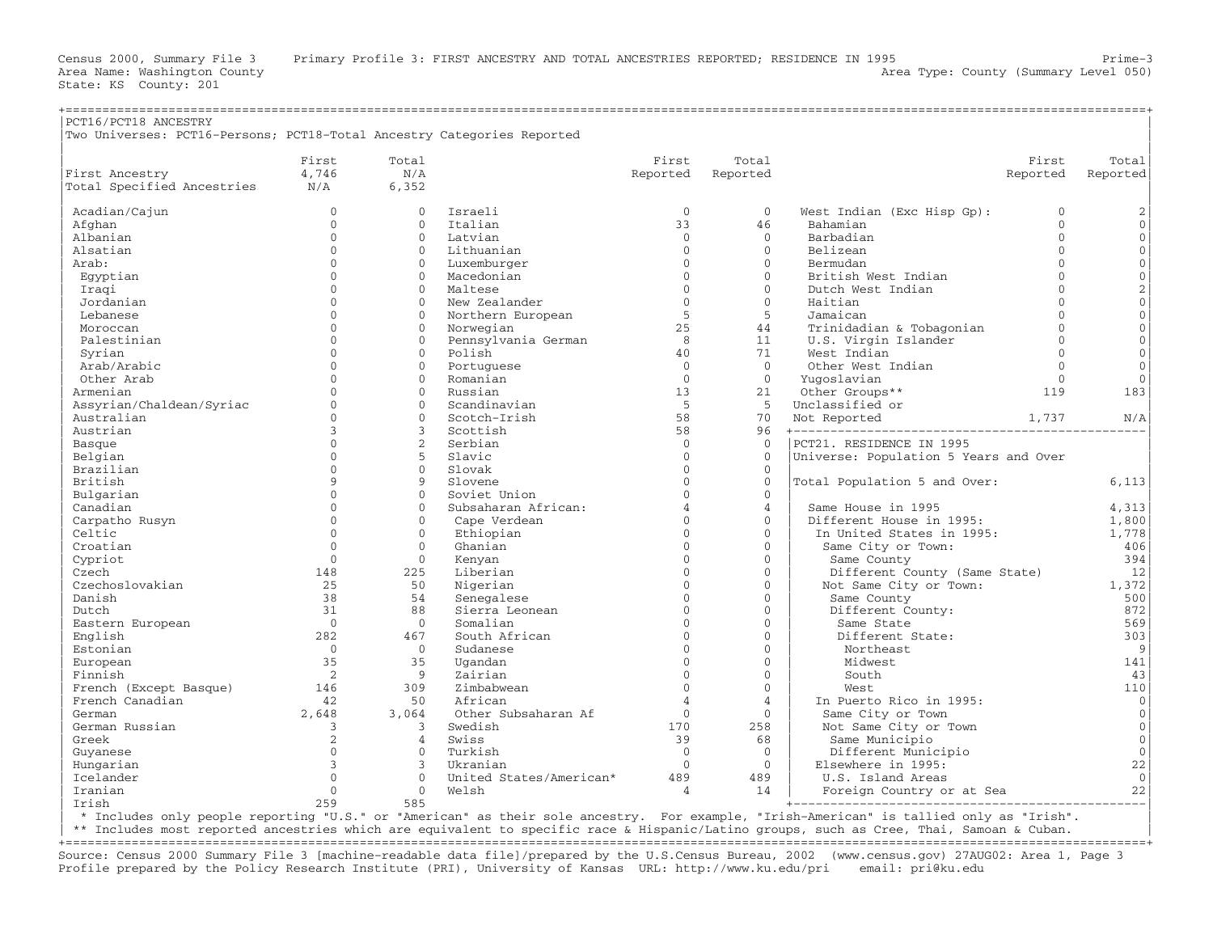Census 2000, Summary File 3 Primary Profile 3: FIRST ANCESTRY AND TOTAL ANCESTRIES REPORTED; RESIDENCE IN 1995 Prime-3
Area Name: Washington County Area Type: County (Summary Level 050)
State: KS County: 201

## PCT16/PCT18 ANCESTRY

Two Universes: PCT16-Persons; PCT18-Total Ancestry Categories Reported

| | First | Total |
|---|---|---|
| First Ancestry | 4,746 | N/A |
| Total Specified Ancestries | N/A | 6,352 |

| Ancestry | First | Total |
|---|---|---|
| Acadian/Cajun | 0 | 0 |
| Afghan | 0 | 0 |
| Albanian | 0 | 0 |
| Alsatian | 0 | 0 |
| Arab: | 0 | 0 |
| Egyptian | 0 | 0 |
| Iraqi | 0 | 0 |
| Jordanian | 0 | 0 |
| Lebanese | 0 | 0 |
| Moroccan | 0 | 0 |
| Palestinian | 0 | 0 |
| Syrian | 0 | 0 |
| Arab/Arabic | 0 | 0 |
| Other Arab | 0 | 0 |
| Armenian | 0 | 0 |
| Assyrian/Chaldean/Syriac | 0 | 0 |
| Australian | 0 | 0 |
| Austrian | 3 | 3 |
| Basque | 0 | 2 |
| Belgian | 0 | 5 |
| Brazilian | 0 | 0 |
| British | 9 | 9 |
| Bulgarian | 0 | 0 |
| Canadian | 0 | 0 |
| Carpatho Rusyn | 0 | 0 |
| Celtic | 0 | 0 |
| Croatian | 0 | 0 |
| Cypriot | 0 | 0 |
| Czech | 148 | 225 |
| Czechoslovakian | 25 | 50 |
| Danish | 38 | 54 |
| Dutch | 31 | 88 |
| Eastern European | 0 | 0 |
| English | 282 | 467 |
| Estonian | 0 | 0 |
| European | 35 | 35 |
| Finnish | 2 | 9 |
| French (Except Basque) | 146 | 309 |
| French Canadian | 42 | 50 |
| German | 2,648 | 3,064 |
| German Russian | 3 | 3 |
| Greek | 2 | 4 |
| Guyanese | 0 | 0 |
| Hungarian | 3 | 3 |
| Icelander | 0 | 0 |
| Iranian | 0 | 0 |
| Irish | 259 | 585 |
| Israeli | 0 | 0 |
| Italian | 33 | 46 |
| Latvian | 0 | 0 |
| Lithuanian | 0 | 0 |
| Luxemburger | 0 | 0 |
| Macedonian | 0 | 0 |
| Maltese | 0 | 0 |
| New Zealander | 0 | 0 |
| Northern European | 5 | 5 |
| Norwegian | 25 | 44 |
| Pennsylvania German | 8 | 11 |
| Polish | 40 | 71 |
| Portuguese | 0 | 0 |
| Romanian | 0 | 0 |
| Russian | 13 | 21 |
| Scandinavian | 5 | 5 |
| Scotch-Irish | 58 | 70 |
| Scottish | 58 | 96 |
| Serbian | 0 | 0 |
| Slavic | 0 | 0 |
| Slovak | 0 | 0 |
| Slovene | 0 | 0 |
| Soviet Union | 0 | 0 |
| Subsaharan African: | 4 | 4 |
| Cape Verdean | 0 | 0 |
| Ethiopian | 0 | 0 |
| Ghanian | 0 | 0 |
| Kenyan | 0 | 0 |
| Liberian | 0 | 0 |
| Nigerian | 0 | 0 |
| Senegalese | 0 | 0 |
| Sierra Leonean | 0 | 0 |
| Somalian | 0 | 0 |
| South African | 0 | 0 |
| Sudanese | 0 | 0 |
| Ugandan | 0 | 0 |
| Zairian | 0 | 0 |
| Zimbabwean | 0 | 0 |
| African | 4 | 4 |
| Other Subsaharan Af | 0 | 0 |
| Swedish | 170 | 258 |
| Swiss | 39 | 68 |
| Turkish | 0 | 0 |
| Ukranian | 0 | 0 |
| United States/American* | 489 | 489 |
| Welsh | 4 | 14 |
| West Indian (Exc Hisp Gp): | 0 | 2 |
| Bahamian | 0 | 0 |
| Barbadian | 0 | 0 |
| Belizean | 0 | 0 |
| Bermudan | 0 | 0 |
| British West Indian | 0 | 0 |
| Dutch West Indian | 0 | 2 |
| Haitian | 0 | 0 |
| Jamaican | 0 | 0 |
| Trinidadian & Tobagonian | 0 | 0 |
| U.S. Virgin Islander | 0 | 0 |
| West Indian | 0 | 0 |
| Other West Indian | 0 | 0 |
| Yugoslavian | 0 | 0 |
| Other Groups** | 119 | 183 |
| Unclassified or Not Reported | 1,737 | N/A |

\* Includes only people reporting "U.S." or "American" as their sole ancestry. For example, "Irish-American" is tallied only as "Irish".
\*\* Includes most reported ancestries which are equivalent to specific race & Hispanic/Latino groups, such as Cree, Thai, Samoan & Cuban.

## PCT21. RESIDENCE IN 1995

Universe: Population 5 Years and Over

| | |
|---|---|
| Total Population 5 and Over: | 6,113 |
| Same House in 1995 | 4,313 |
| Different House in 1995: | 1,800 |
| In United States in 1995: | 1,778 |
| Same City or Town: | 406 |
| Same County | 394 |
| Different County (Same State) | 12 |
| Not Same City or Town: | 1,372 |
| Same County | 500 |
| Different County: | 872 |
| Same State | 569 |
| Different State: | 303 |
| Northeast | 9 |
| Midwest | 141 |
| South | 43 |
| West | 110 |
| In Puerto Rico in 1995: | 0 |
| Same City or Town | 0 |
| Not Same City or Town | 0 |
| Same Municipio | 0 |
| Different Municipio | 0 |
| Elsewhere in 1995: | 22 |
| U.S. Island Areas | 0 |
| Foreign Country or at Sea | 22 |

Source: Census 2000 Summary File 3 [machine-readable data file]/prepared by the U.S.Census Bureau, 2002 (www.census.gov) 27AUG02: Area 1, Page 3
Profile prepared by the Policy Research Institute (PRI), University of Kansas URL: http://www.ku.edu/pri email: pri@ku.edu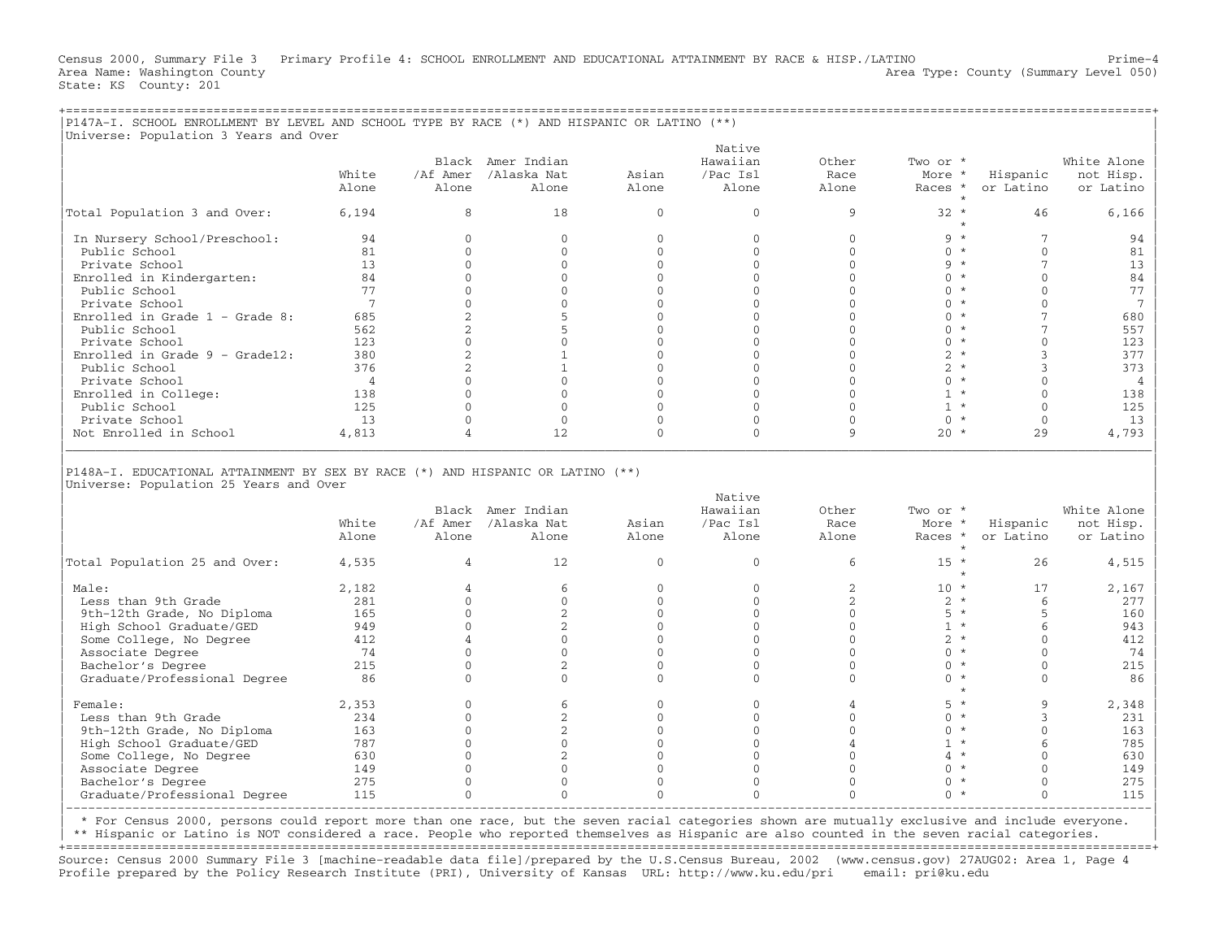Census 2000, Summary File 3 Primary Profile 4: SCHOOL ENROLLMENT AND EDUCATIONAL ATTAINMENT BY RACE & HISP./LATINO Prime-4
Area Name: Washington County Area Type: County (Summary Level 050)
State: KS County: 201

## P147A-I. SCHOOL ENROLLMENT BY LEVEL AND SCHOOL TYPE BY RACE (*) AND HISPANIC OR LATINO (**)

Universe: Population 3 Years and Over

| | White Alone | Black /Af Amer Alone | Amer Indian /Alaska Nat Alone | Asian Alone | Native Hawaiian /Pac Isl Alone | Other Race Alone | Two or More Races * | Hispanic or Latino | White Alone not Hisp. or Latino |
|---|---|---|---|---|---|---|---|---|---|
| Total Population 3 and Over: | 6,194 | 8 | 18 | 0 | 0 | 9 | 32 | 46 | 6,166 |
| In Nursery School/Preschool: | 94 | 0 | 0 | 0 | 0 | 0 | 9 | 7 | 94 |
| Public School | 81 | 0 | 0 | 0 | 0 | 0 | 0 | 0 | 81 |
| Private School | 13 | 0 | 0 | 0 | 0 | 0 | 9 | 7 | 13 |
| Enrolled in Kindergarten: | 84 | 0 | 0 | 0 | 0 | 0 | 0 | 0 | 84 |
| Public School | 77 | 0 | 0 | 0 | 0 | 0 | 0 | 0 | 77 |
| Private School | 7 | 0 | 0 | 0 | 0 | 0 | 0 | 0 | 7 |
| Enrolled in Grade 1 - Grade 8: | 685 | 2 | 5 | 0 | 0 | 0 | 0 | 7 | 680 |
| Public School | 562 | 2 | 5 | 0 | 0 | 0 | 0 | 7 | 557 |
| Private School | 123 | 0 | 0 | 0 | 0 | 0 | 0 | 0 | 123 |
| Enrolled in Grade 9 - Grade12: | 380 | 2 | 1 | 0 | 0 | 0 | 2 | 3 | 377 |
| Public School | 376 | 2 | 1 | 0 | 0 | 0 | 2 | 3 | 373 |
| Private School | 4 | 0 | 0 | 0 | 0 | 0 | 0 | 0 | 4 |
| Enrolled in College: | 138 | 0 | 0 | 0 | 0 | 0 | 1 | 0 | 138 |
| Public School | 125 | 0 | 0 | 0 | 0 | 0 | 1 | 0 | 125 |
| Private School | 13 | 0 | 0 | 0 | 0 | 0 | 0 | 0 | 13 |
| Not Enrolled in School | 4,813 | 4 | 12 | 0 | 0 | 9 | 20 | 29 | 4,793 |

## P148A-I. EDUCATIONAL ATTAINMENT BY SEX BY RACE (*) AND HISPANIC OR LATINO (**)

Universe: Population 25 Years and Over

| | White Alone | Black /Af Amer Alone | Amer Indian /Alaska Nat Alone | Asian Alone | Native Hawaiian /Pac Isl Alone | Other Race Alone | Two or More Races * | Hispanic or Latino | White Alone not Hisp. or Latino |
|---|---|---|---|---|---|---|---|---|---|
| Total Population 25 and Over: | 4,535 | 4 | 12 | 0 | 0 | 6 | 15 | 26 | 4,515 |
| Male: | 2,182 | 4 | 6 | 0 | 0 | 2 | 10 | 17 | 2,167 |
| Less than 9th Grade | 281 | 0 | 0 | 0 | 0 | 2 | 2 | 6 | 277 |
| 9th-12th Grade, No Diploma | 165 | 0 | 2 | 0 | 0 | 0 | 5 | 5 | 160 |
| High School Graduate/GED | 949 | 0 | 2 | 0 | 0 | 0 | 1 | 6 | 943 |
| Some College, No Degree | 412 | 4 | 0 | 0 | 0 | 0 | 2 | 0 | 412 |
| Associate Degree | 74 | 0 | 0 | 0 | 0 | 0 | 0 | 0 | 74 |
| Bachelor's Degree | 215 | 0 | 2 | 0 | 0 | 0 | 0 | 0 | 215 |
| Graduate/Professional Degree | 86 | 0 | 0 | 0 | 0 | 0 | 0 | 0 | 86 |
| Female: | 2,353 | 0 | 6 | 0 | 0 | 4 | 5 | 9 | 2,348 |
| Less than 9th Grade | 234 | 0 | 2 | 0 | 0 | 0 | 0 | 3 | 231 |
| 9th-12th Grade, No Diploma | 163 | 0 | 2 | 0 | 0 | 0 | 0 | 0 | 163 |
| High School Graduate/GED | 787 | 0 | 0 | 0 | 0 | 4 | 1 | 6 | 785 |
| Some College, No Degree | 630 | 0 | 2 | 0 | 0 | 0 | 4 | 0 | 630 |
| Associate Degree | 149 | 0 | 0 | 0 | 0 | 0 | 0 | 0 | 149 |
| Bachelor's Degree | 275 | 0 | 0 | 0 | 0 | 0 | 0 | 0 | 275 |
| Graduate/Professional Degree | 115 | 0 | 0 | 0 | 0 | 0 | 0 | 0 | 115 |

* For Census 2000, persons could report more than one race, but the seven racial categories shown are mutually exclusive and include everyone.
** Hispanic or Latino is NOT considered a race. People who reported themselves as Hispanic are also counted in the seven racial categories.

Source: Census 2000 Summary File 3 [machine-readable data file]/prepared by the U.S.Census Bureau, 2002 (www.census.gov) 27AUG02: Area 1, Page 4
Profile prepared by the Policy Research Institute (PRI), University of Kansas URL: http://www.ku.edu/pri email: pri@ku.edu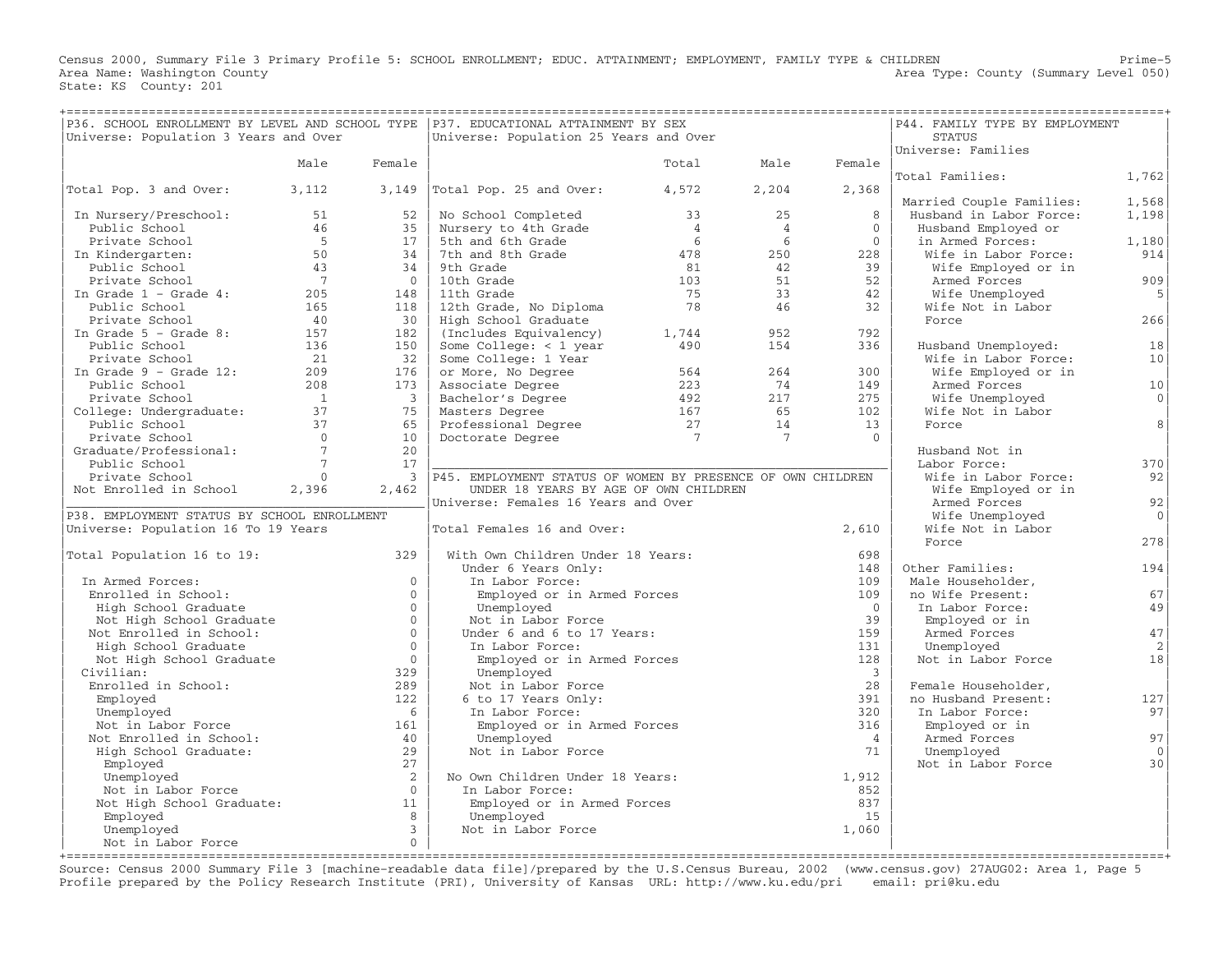Census 2000, Summary File 3 Primary Profile 5: SCHOOL ENROLLMENT; EDUC. ATTAINMENT; EMPLOYMENT, FAMILY TYPE & CHILDREN
Area Name: Washington County
State: KS County: 201

Prime-5
Area Type: County (Summary Level 050)

## P36. SCHOOL ENROLLMENT BY LEVEL AND SCHOOL TYPE

Universe: Population 3 Years and Over

| | Male | Female |
|---|---|---|
| Total Pop. 3 and Over: | 3,112 | 3,149 |
| In Nursery/Preschool: | 51 | 52 |
| Public School | 46 | 35 |
| Private School | 5 | 17 |
| In Kindergarten: | 50 | 34 |
| Public School | 43 | 34 |
| Private School | 7 | 0 |
| In Grade 1 - Grade 4: | 205 | 148 |
| Public School | 165 | 118 |
| Private School | 40 | 30 |
| In Grade 5 - Grade 8: | 157 | 182 |
| Public School | 136 | 150 |
| Private School | 21 | 32 |
| In Grade 9 - Grade 12: | 209 | 176 |
| Public School | 208 | 173 |
| Private School | 1 | 3 |
| College: Undergraduate: | 37 | 75 |
| Public School | 37 | 65 |
| Private School | 0 | 10 |
| Graduate/Professional: | 7 | 20 |
| Public School | 7 | 17 |
| Private School | 0 | 3 |
| Not Enrolled in School | 2,396 | 2,462 |

## P38. EMPLOYMENT STATUS BY SCHOOL ENROLLMENT

Universe: Population 16 To 19 Years

| | |
|---|---|
| Total Population 16 to 19: | 329 |
| In Armed Forces: | 0 |
| Enrolled in School: | 0 |
| High School Graduate | 0 |
| Not High School Graduate | 0 |
| Not Enrolled in School: | 0 |
| High School Graduate | 0 |
| Not High School Graduate | 0 |
| Civilian: | 329 |
| Enrolled in School: | 289 |
| Employed | 122 |
| Unemployed | 6 |
| Not in Labor Force | 161 |
| Not Enrolled in School: | 40 |
| High School Graduate: | 29 |
| Employed | 27 |
| Unemployed | 2 |
| Not in Labor Force | 0 |
| Not High School Graduate: | 11 |
| Employed | 8 |
| Unemployed | 3 |
| Not in Labor Force | 0 |

## P37. EDUCATIONAL ATTAINMENT BY SEX

Universe: Population 25 Years and Over

| | Total | Male | Female |
|---|---|---|---|
| Total Pop. 25 and Over: | 4,572 | 2,204 | 2,368 |
| No School Completed | 33 | 25 | 8 |
| Nursery to 4th Grade | 4 | 4 | 0 |
| 5th and 6th Grade | 6 | 6 | 0 |
| 7th and 8th Grade | 478 | 250 | 228 |
| 9th Grade | 81 | 42 | 39 |
| 10th Grade | 103 | 51 | 52 |
| 11th Grade | 75 | 33 | 42 |
| 12th Grade, No Diploma | 78 | 46 | 32 |
| High School Graduate (Includes Equivalency) | 1,744 | 952 | 792 |
| Some College: < 1 year | 490 | 154 | 336 |
| Some College: 1 Year or More, No Degree | 564 | 264 | 300 |
| Associate Degree | 223 | 74 | 149 |
| Bachelor's Degree | 492 | 217 | 275 |
| Masters Degree | 167 | 65 | 102 |
| Professional Degree | 27 | 14 | 13 |
| Doctorate Degree | 7 | 7 | 0 |

## P45. EMPLOYMENT STATUS OF WOMEN BY PRESENCE OF OWN CHILDREN UNDER 18 YEARS BY AGE OF OWN CHILDREN

Universe: Females 16 Years and Over

| | |
|---|---|
| Total Females 16 and Over: | 2,610 |
| With Own Children Under 18 Years: | 698 |
| Under 6 Years Only: | 148 |
| In Labor Force: | 109 |
| Employed or in Armed Forces | 109 |
| Unemployed | 0 |
| Not in Labor Force | 39 |
| Under 6 and 6 to 17 Years: | 159 |
| In Labor Force: | 131 |
| Employed or in Armed Forces | 128 |
| Unemployed | 3 |
| Not in Labor Force | 28 |
| 6 to 17 Years Only: | 391 |
| In Labor Force: | 320 |
| Employed or in Armed Forces | 316 |
| Unemployed | 4 |
| Not in Labor Force | 71 |
| No Own Children Under 18 Years: | 1,912 |
| In Labor Force: | 852 |
| Employed or in Armed Forces | 837 |
| Unemployed | 15 |
| Not in Labor Force | 1,060 |

## P44. FAMILY TYPE BY EMPLOYMENT STATUS

Universe: Families

| | |
|---|---|
| Total Families: | 1,762 |
| Married Couple Families: | 1,568 |
| Husband in Labor Force: | 1,198 |
| Husband Employed or in Armed Forces: | 1,180 |
| Wife in Labor Force: | 914 |
| Wife Employed or in Armed Forces | 909 |
| Wife Unemployed | 5 |
| Wife Not in Labor Force | 266 |
| Husband Unemployed: | 18 |
| Wife in Labor Force: | 10 |
| Wife Employed or in Armed Forces | 10 |
| Wife Unemployed | 0 |
| Wife Not in Labor Force | 8 |
| Husband Not in Labor Force: | 370 |
| Wife in Labor Force: | 92 |
| Wife Employed or in Armed Forces | 92 |
| Wife Unemployed | 0 |
| Wife Not in Labor Force | 278 |
| Other Families: | 194 |
| Male Householder, no Wife Present: | 67 |
| In Labor Force: | 49 |
| Employed or in Armed Forces | 47 |
| Unemployed | 2 |
| Not in Labor Force | 18 |
| Female Householder, no Husband Present: | 127 |
| In Labor Force: | 97 |
| Employed or in Armed Forces | 97 |
| Unemployed | 0 |
| Not in Labor Force | 30 |

Source: Census 2000 Summary File 3 [machine-readable data file]/prepared by the U.S.Census Bureau, 2002 (www.census.gov) 27AUG02: Area 1, Page 5
Profile prepared by the Policy Research Institute (PRI), University of Kansas URL: http://www.ku.edu/pri email: pri@ku.edu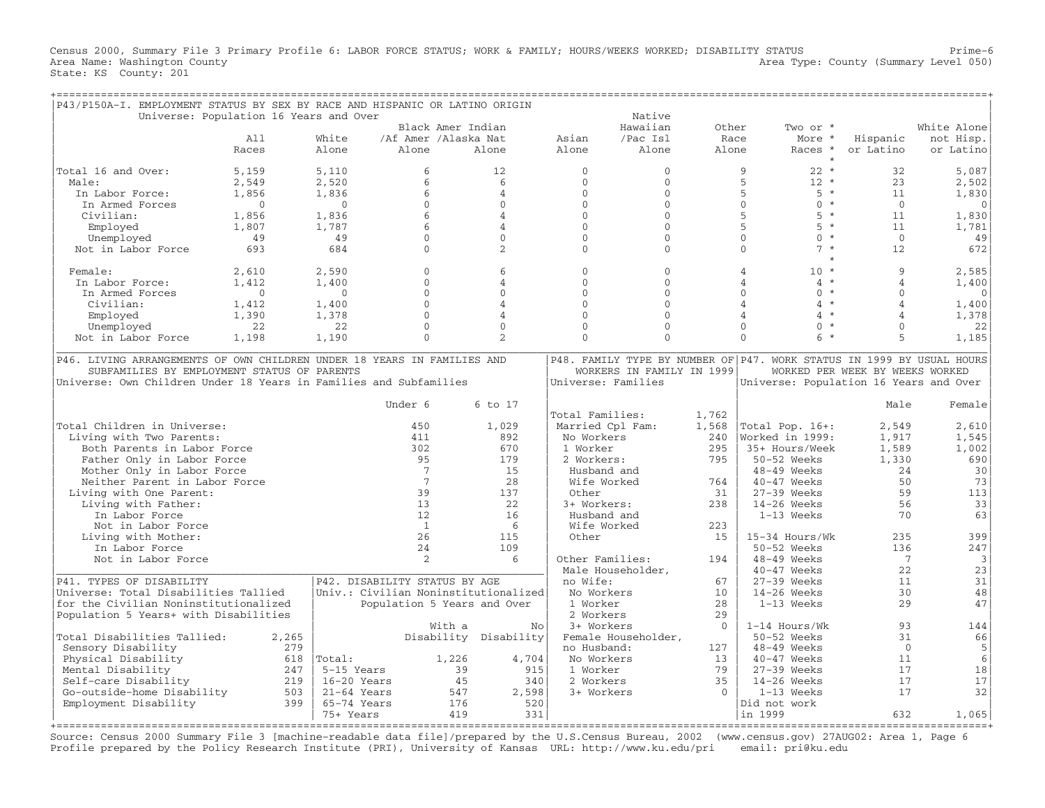Census 2000, Summary File 3 Primary Profile 6: LABOR FORCE STATUS; WORK & FAMILY; HOURS/WEEKS WORKED; DISABILITY STATUS
Area Name: Washington County
State: KS County: 201

Prime-6
Area Type: County (Summary Level 050)

## P43/P150A-I. EMPLOYMENT STATUS BY SEX BY RACE AND HISPANIC OR LATINO ORIGIN

Universe: Population 16 Years and Over

| | All Races | White Alone | Black /Af Amer Alone | Amer Indian /Alaska Nat Alone | Asian Alone | Native Hawaiian /Pac Isl Alone | Other Race Alone | Two or More Races * | Hispanic or Latino | White Alone not Hisp. or Latino |
|---|---|---|---|---|---|---|---|---|---|---|
| Total 16 and Over: | 5,159 | 5,110 | 6 | 12 | 0 | 0 | 9 | 22 * | 32 | 5,087 |
| Male: | 2,549 | 2,520 | 6 | 6 | 0 | 0 | 5 | 12 * | 23 | 2,502 |
| In Labor Force: | 1,856 | 1,836 | 6 | 4 | 0 | 0 | 5 | 5 * | 11 | 1,830 |
| In Armed Forces | 0 | 0 | 0 | 0 | 0 | 0 | 0 | 0 * | 0 | 0 |
| Civilian: | 1,856 | 1,836 | 6 | 4 | 0 | 0 | 5 | 5 * | 11 | 1,830 |
| Employed | 1,807 | 1,787 | 6 | 4 | 0 | 0 | 5 | 5 * | 11 | 1,781 |
| Unemployed | 49 | 49 | 0 | 0 | 0 | 0 | 0 | 0 * | 0 | 49 |
| Not in Labor Force | 693 | 684 | 0 | 2 | 0 | 0 | 0 | 7 * | 12 | 672 |
| Female: | 2,610 | 2,590 | 0 | 6 | 0 | 0 | 4 | 10 * | 9 | 2,585 |
| In Labor Force: | 1,412 | 1,400 | 0 | 4 | 0 | 0 | 4 | 4 * | 4 | 1,400 |
| In Armed Forces | 0 | 0 | 0 | 0 | 0 | 0 | 0 | 0 * | 0 | 0 |
| Civilian: | 1,412 | 1,400 | 0 | 4 | 0 | 0 | 4 | 4 * | 4 | 1,400 |
| Employed | 1,390 | 1,378 | 0 | 4 | 0 | 0 | 4 | 4 * | 4 | 1,378 |
| Unemployed | 22 | 22 | 0 | 0 | 0 | 0 | 0 | 0 * | 0 | 22 |
| Not in Labor Force | 1,198 | 1,190 | 0 | 2 | 0 | 0 | 0 | 6 * | 5 | 1,185 |

## P46. LIVING ARRANGEMENTS OF OWN CHILDREN UNDER 18 YEARS IN FAMILIES AND SUBFAMILIES BY EMPLOYMENT STATUS OF PARENTS

Universe: Own Children Under 18 Years in Families and Subfamilies

| | Under 6 | 6 to 17 |
|---|---|---|
| Total Children in Universe: | 450 | 1,029 |
| Living with Two Parents: | 411 | 892 |
| Both Parents in Labor Force | 302 | 670 |
| Father Only in Labor Force | 95 | 179 |
| Mother Only in Labor Force | 7 | 15 |
| Neither Parent in Labor Force | 7 | 28 |
| Living with One Parent: | 39 | 137 |
| Living with Father: | 13 | 22 |
| In Labor Force | 12 | 16 |
| Not in Labor Force | 1 | 6 |
| Living with Mother: | 26 | 115 |
| In Labor Force | 24 | 109 |
| Not in Labor Force | 2 | 6 |

## P41. TYPES OF DISABILITY

Universe: Total Disabilities Tallied for the Civilian Noninstitutionalized Population 5 Years+ with Disabilities

| | |
|---|---|
| Total Disabilities Tallied: | 2,265 |
| Sensory Disability | 279 |
| Physical Disability | 618 |
| Mental Disability | 247 |
| Self-care Disability | 219 |
| Go-outside-home Disability | 503 |
| Employment Disability | 399 |

## P42. DISABILITY STATUS BY AGE

Univ.: Civilian Noninstitutionalized Population 5 Years and Over

| | With a Disability | No Disability |
|---|---|---|
| Total: | 1,226 | 4,704 |
| 5-15 Years | 39 | 915 |
| 16-20 Years | 45 | 340 |
| 21-64 Years | 547 | 2,598 |
| 65-74 Years | 176 | 520 |
| 75+ Years | 419 | 331 |

## P48. FAMILY TYPE BY NUMBER OF WORKERS IN FAMILY IN 1999

Universe: Families

| | |
|---|---|
| Total Families: | 1,762 |
| Married Cpl Fam: | 1,568 |
| No Workers | 240 |
| 1 Worker | 295 |
| 2 Workers: | 795 |
| Husband and Wife Worked | 764 |
| Other | 31 |
| 3+ Workers: | 238 |
| Husband and Wife Worked | 223 |
| Other | 15 |
| Other Families: | 194 |
| Male Householder, no Wife: | 67 |
| No Workers | 10 |
| 1 Worker | 28 |
| 2 Workers | 29 |
| 3+ Workers | 0 |
| Female Householder, no Husband: | 127 |
| No Workers | 13 |
| 1 Worker | 79 |
| 2 Workers | 35 |
| 3+ Workers | 0 |

## P47. WORK STATUS IN 1999 BY USUAL HOURS WORKED PER WEEK BY WEEKS WORKED

Universe: Population 16 Years and Over

| | Male | Female |
|---|---|---|
| Total Pop. 16+: | 2,549 | 2,610 |
| Worked in 1999: | 1,917 | 1,545 |
| 35+ Hours/Week | 1,589 | 1,002 |
| 50-52 Weeks | 1,330 | 690 |
| 48-49 Weeks | 24 | 30 |
| 40-47 Weeks | 50 | 73 |
| 27-39 Weeks | 59 | 113 |
| 14-26 Weeks | 56 | 33 |
| 1-13 Weeks | 70 | 63 |
| 15-34 Hours/Wk | 235 | 399 |
| 50-52 Weeks | 136 | 247 |
| 48-49 Weeks | 7 | 3 |
| 40-47 Weeks | 22 | 23 |
| 27-39 Weeks | 11 | 31 |
| 14-26 Weeks | 30 | 48 |
| 1-13 Weeks | 29 | 47 |
| 1-14 Hours/Wk | 93 | 144 |
| 50-52 Weeks | 31 | 66 |
| 48-49 Weeks | 0 | 5 |
| 40-47 Weeks | 11 | 6 |
| 27-39 Weeks | 17 | 18 |
| 14-26 Weeks | 17 | 17 |
| 1-13 Weeks | 17 | 32 |
| Did not work in 1999 | 632 | 1,065 |

Source: Census 2000 Summary File 3 [machine-readable data file]/prepared by the U.S.Census Bureau, 2002 (www.census.gov) 27AUG02: Area 1, Page 6
Profile prepared by the Policy Research Institute (PRI), University of Kansas URL: http://www.ku.edu/pri email: pri@ku.edu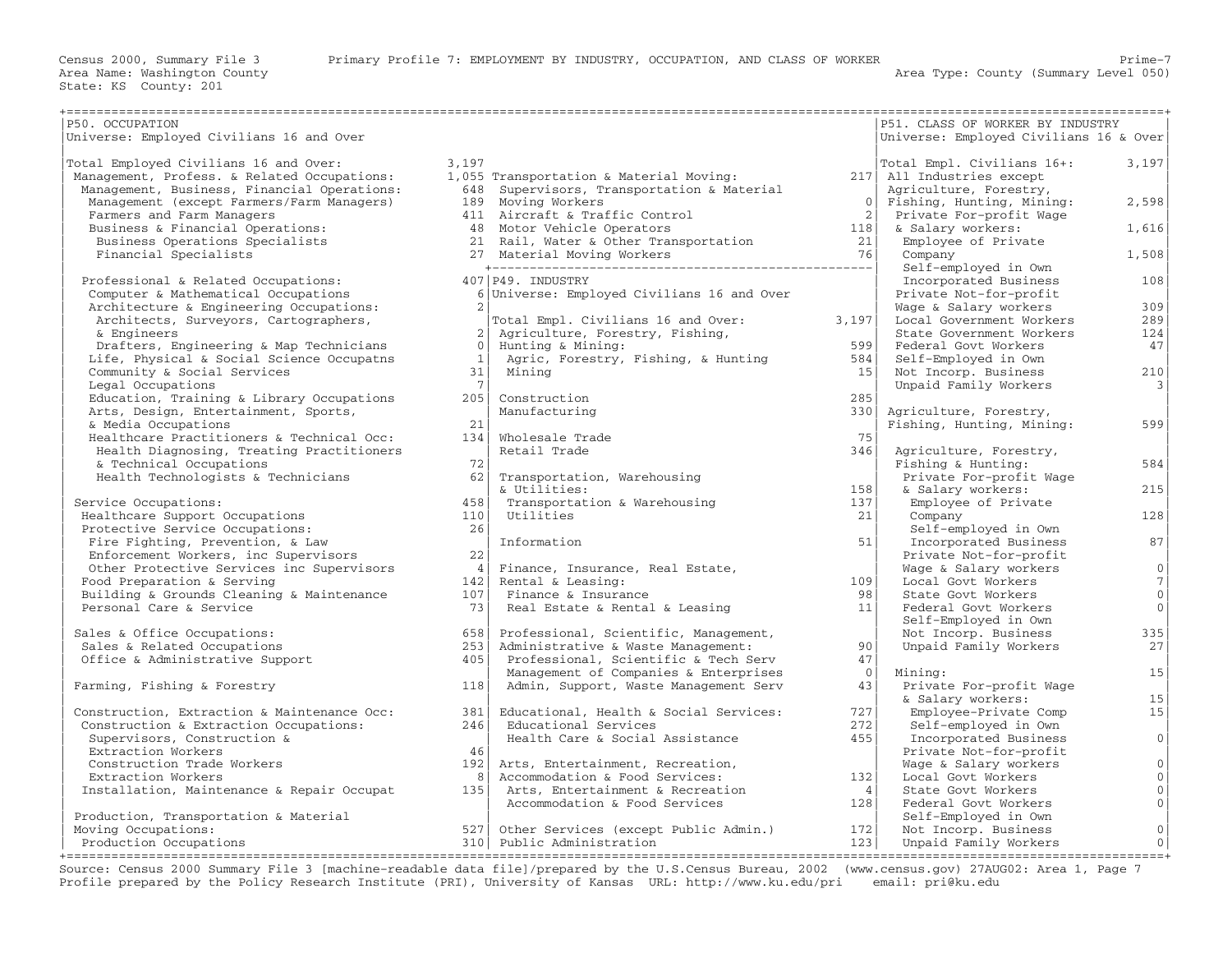Census 2000, Summary File 3 — Primary Profile 7: EMPLOYMENT BY INDUSTRY, OCCUPATION, AND CLASS OF WORKER

Area Name: Washington County — Area Type: County (Summary Level 050)

State: KS County: 201

## P50. OCCUPATION

Universe: Employed Civilians 16 and Over

| Occupation | Count |
|---|---|
| Total Employed Civilians 16 and Over: | 3,197 |
| Management, Profess. & Related Occupations: | 1,055 |
| Management, Business, Financial Operations: | 648 |
| Management (except Farmers/Farm Managers) | 189 |
| Farmers and Farm Managers | 411 |
| Business & Financial Operations: | 48 |
| Business Operations Specialists | 21 |
| Financial Specialists | 27 |
| Professional & Related Occupations: | 407 |
| Computer & Mathematical Occupations | 6 |
| Architecture & Engineering Occupations: | 2 |
| Architects, Surveyors, Cartographers, & Engineers | 2 |
| Drafters, Engineering & Map Technicians | 0 |
| Life, Physical & Social Science Occupatns | 1 |
| Community & Social Services | 31 |
| Legal Occupations | 7 |
| Education, Training & Library Occupations | 205 |
| Arts, Design, Entertainment, Sports, & Media Occupations | 21 |
| Healthcare Practitioners & Technical Occ: | 134 |
| Health Diagnosing, Treating Practitioners & Technical Occupations | 72 |
| Health Technologists & Technicians | 62 |
| Service Occupations: | 458 |
| Healthcare Support Occupations | 110 |
| Protective Service Occupations: | 26 |
| Fire Fighting, Prevention, & Law Enforcement Workers, inc Supervisors | 22 |
| Other Protective Services inc Supervisors | 4 |
| Food Preparation & Serving | 142 |
| Building & Grounds Cleaning & Maintenance | 107 |
| Personal Care & Service | 73 |
| Sales & Office Occupations: | 658 |
| Sales & Related Occupations | 253 |
| Office & Administrative Support | 405 |
| Farming, Fishing & Forestry | 118 |
| Construction, Extraction & Maintenance Occ: | 381 |
| Construction & Extraction Occupations: | 246 |
| Supervisors, Construction & Extraction Workers | 46 |
| Construction Trade Workers | 192 |
| Extraction Workers | 8 |
| Installation, Maintenance & Repair Occupat | 135 |
| Production, Transportation & Material Moving Occupations: | 527 |
| Production Occupations | 310 |
| Transportation & Material Moving: | 217 |
| Supervisors, Transportation & Material Moving Workers | 0 |
| Aircraft & Traffic Control | 2 |
| Motor Vehicle Operators | 118 |
| Rail, Water & Other Transportation | 21 |
| Material Moving Workers | 76 |

## P49. INDUSTRY

Universe: Employed Civilians 16 and Over

| Industry | Count |
|---|---|
| Total Empl. Civilians 16 and Over: | 3,197 |
| Agriculture, Forestry, Fishing, Hunting & Mining: | 599 |
| Agric, Forestry, Fishing, & Hunting | 584 |
| Mining | 15 |
| Construction | 285 |
| Manufacturing | 330 |
| Wholesale Trade | 75 |
| Retail Trade | 346 |
| Transportation, Warehousing & Utilities: | 158 |
| Transportation & Warehousing | 137 |
| Utilities | 21 |
| Information | 51 |
| Finance, Insurance, Real Estate, Rental & Leasing: | 109 |
| Finance & Insurance | 98 |
| Real Estate & Rental & Leasing | 11 |
| Professional, Scientific, Management, Administrative & Waste Management: | 90 |
| Professional, Scientific & Tech Serv | 47 |
| Management of Companies & Enterprises | 0 |
| Admin, Support, Waste Management Serv | 43 |
| Educational, Health & Social Services: | 727 |
| Educational Services | 272 |
| Health Care & Social Assistance | 455 |
| Arts, Entertainment, Recreation, Accommodation & Food Services: | 132 |
| Arts, Entertainment & Recreation | 4 |
| Accommodation & Food Services | 128 |
| Other Services (except Public Admin.) | 172 |
| Public Administration | 123 |

## P51. CLASS OF WORKER BY INDUSTRY

Universe: Employed Civilians 16 & Over

| Class of Worker | Count |
|---|---|
| Total Empl. Civilians 16+: | 3,197 |
| All Industries except Agriculture, Forestry, Fishing, Hunting, Mining: | 2,598 |
| Private For-profit Wage & Salary workers: | 1,616 |
| Employee of Private Company | 1,508 |
| Self-employed in Own Incorporated Business | 108 |
| Private Not-for-profit Wage & Salary workers | 309 |
| Local Government Workers | 289 |
| State Government Workers | 124 |
| Federal Govt Workers | 47 |
| Self-Employed in Own Not Incorp. Business | 210 |
| Unpaid Family Workers | 3 |
| Agriculture, Forestry, Fishing, Hunting, Mining: | 599 |
| Agriculture, Forestry, Fishing & Hunting: | 584 |
| Private For-profit Wage & Salary workers: | 215 |
| Employee of Private Company | 128 |
| Self-employed in Own Incorporated Business | 87 |
| Private Not-for-profit Wage & Salary workers | 0 |
| Local Govt Workers | 7 |
| State Govt Workers | 0 |
| Federal Govt Workers | 0 |
| Self-Employed in Own Not Incorp. Business | 335 |
| Unpaid Family Workers | 27 |
| Mining: | 15 |
| Private For-profit Wage & Salary workers: | 15 |
| Employee-Private Comp | 15 |
| Self-employed in Own Incorporated Business | 0 |
| Private Not-for-profit Wage & Salary workers | 0 |
| Local Govt Workers | 0 |
| State Govt Workers | 0 |
| Federal Govt Workers | 0 |
| Self-Employed in Own Not Incorp. Business | 0 |
| Unpaid Family Workers | 0 |

Source: Census 2000 Summary File 3 [machine-readable data file]/prepared by the U.S.Census Bureau, 2002 (www.census.gov) 27AUG02: Area 1, Page 7
Profile prepared by the Policy Research Institute (PRI), University of Kansas URL: http://www.ku.edu/pri email: pri@ku.edu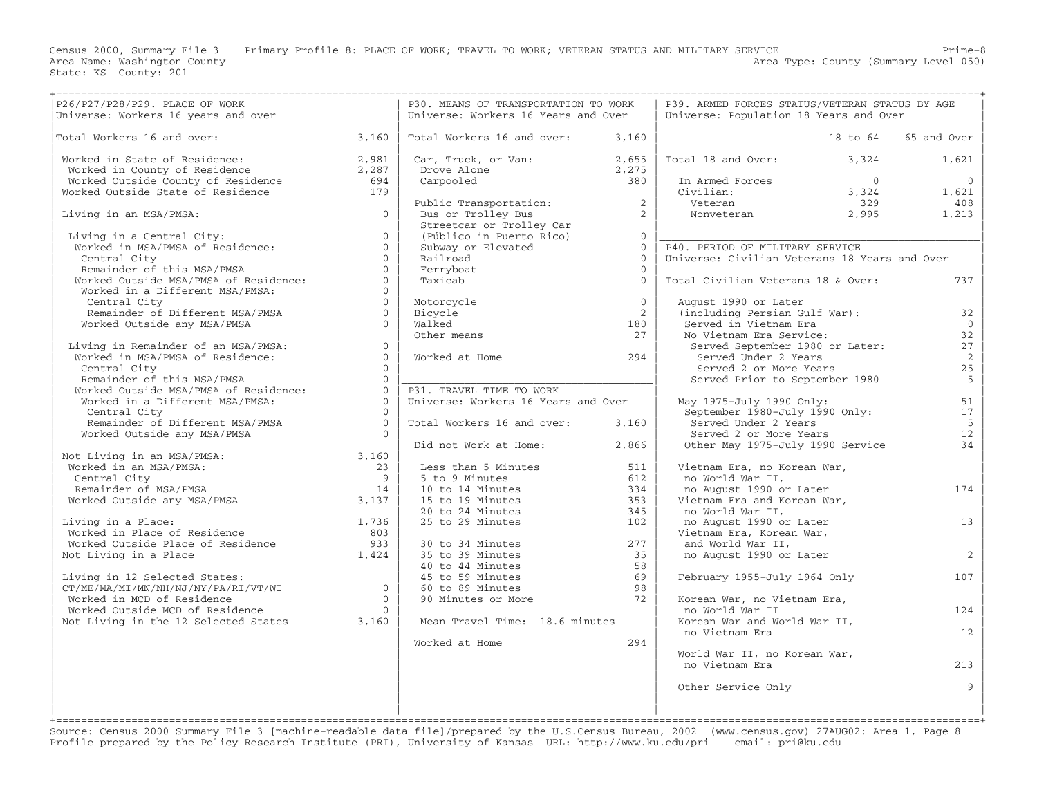Census 2000, Summary File 3 Primary Profile 8: PLACE OF WORK; TRAVEL TO WORK; VETERAN STATUS AND MILITARY SERVICE
Area Name: Washington County
State: KS County: 201
Area Type: County (Summary Level 050)

## P26/P27/P28/P29. PLACE OF WORK

Universe: Workers 16 years and over

| Item | Count |
|---|---|
| Total Workers 16 and over: | 3,160 |
| Worked in State of Residence: | 2,981 |
| Worked in County of Residence | 2,287 |
| Worked Outside County of Residence | 694 |
| Worked Outside State of Residence | 179 |
| Living in an MSA/PMSA: | 0 |
| Living in a Central City: | 0 |
| Worked in MSA/PMSA of Residence: | 0 |
| Central City | 0 |
| Remainder of this MSA/PMSA | 0 |
| Worked Outside MSA/PMSA of Residence: | 0 |
| Worked in a Different MSA/PMSA: | 0 |
| Central City | 0 |
| Remainder of Different MSA/PMSA | 0 |
| Worked Outside any MSA/PMSA | 0 |
| Living in Remainder of an MSA/PMSA: | 0 |
| Worked in MSA/PMSA of Residence: | 0 |
| Central City | 0 |
| Remainder of this MSA/PMSA | 0 |
| Worked Outside MSA/PMSA of Residence: | 0 |
| Worked in a Different MSA/PMSA: | 0 |
| Central City | 0 |
| Remainder of Different MSA/PMSA | 0 |
| Worked Outside any MSA/PMSA | 0 |
| Not Living in an MSA/PMSA: | 3,160 |
| Worked in an MSA/PMSA: | 23 |
| Central City | 9 |
| Remainder of MSA/PMSA | 14 |
| Worked Outside any MSA/PMSA | 3,137 |
| Living in a Place: | 1,736 |
| Worked in Place of Residence | 803 |
| Worked Outside Place of Residence | 933 |
| Not Living in a Place | 1,424 |
| Living in 12 Selected States: CT/ME/MA/MI/MN/NH/NJ/NY/PA/RI/VT/WI | 0 |
| Worked in MCD of Residence | 0 |
| Worked Outside MCD of Residence | 0 |
| Not Living in the 12 Selected States | 3,160 |

## P30. MEANS OF TRANSPORTATION TO WORK

Universe: Workers 16 Years and Over

| Item | Count |
|---|---|
| Total Workers 16 and over: | 3,160 |
| Car, Truck, or Van: | 2,655 |
| Drove Alone | 2,275 |
| Carpooled | 380 |
| Public Transportation: | 2 |
| Bus or Trolley Bus | 2 |
| Streetcar or Trolley Car (Público in Puerto Rico) | 0 |
| Subway or Elevated | 0 |
| Railroad | 0 |
| Ferryboat | 0 |
| Taxicab | 0 |
| Motorcycle | 0 |
| Bicycle | 2 |
| Walked | 180 |
| Other means | 27 |
| Worked at Home | 294 |

## P31. TRAVEL TIME TO WORK

Universe: Workers 16 Years and Over

| Item | Count |
|---|---|
| Total Workers 16 and over: | 3,160 |
| Did not Work at Home: | 2,866 |
| Less than 5 Minutes | 511 |
| 5 to 9 Minutes | 612 |
| 10 to 14 Minutes | 334 |
| 15 to 19 Minutes | 353 |
| 20 to 24 Minutes | 345 |
| 25 to 29 Minutes | 102 |
| 30 to 34 Minutes | 277 |
| 35 to 39 Minutes | 35 |
| 40 to 44 Minutes | 58 |
| 45 to 59 Minutes | 69 |
| 60 to 89 Minutes | 98 |
| 90 Minutes or More | 72 |
| Mean Travel Time: 18.6 minutes | |
| Worked at Home | 294 |

## P39. ARMED FORCES STATUS/VETERAN STATUS BY AGE

Universe: Population 18 Years and Over

| | 18 to 64 | 65 and Over |
|---|---|---|
| Total 18 and Over: | 3,324 | 1,621 |
| In Armed Forces | 0 | 0 |
| Civilian: | 3,324 | 1,621 |
| Veteran | 329 | 408 |
| Nonveteran | 2,995 | 1,213 |

## P40. PERIOD OF MILITARY SERVICE

Universe: Civilian Veterans 18 Years and Over

| Item | Count |
|---|---|
| Total Civilian Veterans 18 & Over: | 737 |
| August 1990 or Later (including Persian Gulf War): | 32 |
| Served in Vietnam Era | 0 |
| No Vietnam Era Service: | 32 |
| Served September 1980 or Later: | 27 |
| Served Under 2 Years | 2 |
| Served 2 or More Years | 25 |
| Served Prior to September 1980 | 5 |
| May 1975-July 1990 Only: | 51 |
| September 1980-July 1990 Only: | 17 |
| Served Under 2 Years | 5 |
| Served 2 or More Years | 12 |
| Other May 1975-July 1990 Service | 34 |
| Vietnam Era, no Korean War, no World War II, no August 1990 or Later | 174 |
| Vietnam Era and Korean War, no World War II, no August 1990 or Later | 13 |
| Vietnam Era, Korean War, and World War II, no August 1990 or Later | 2 |
| February 1955-July 1964 Only | 107 |
| Korean War, no Vietnam Era, no World War II | 124 |
| Korean War and World War II, no Vietnam Era | 12 |
| World War II, no Korean War, no Vietnam Era | 213 |
| Other Service Only | 9 |

Source: Census 2000 Summary File 3 [machine-readable data file]/prepared by the U.S.Census Bureau, 2002 (www.census.gov) 27AUG02: Area 1, Page 8
Profile prepared by the Policy Research Institute (PRI), University of Kansas URL: http://www.ku.edu/pri email: pri@ku.edu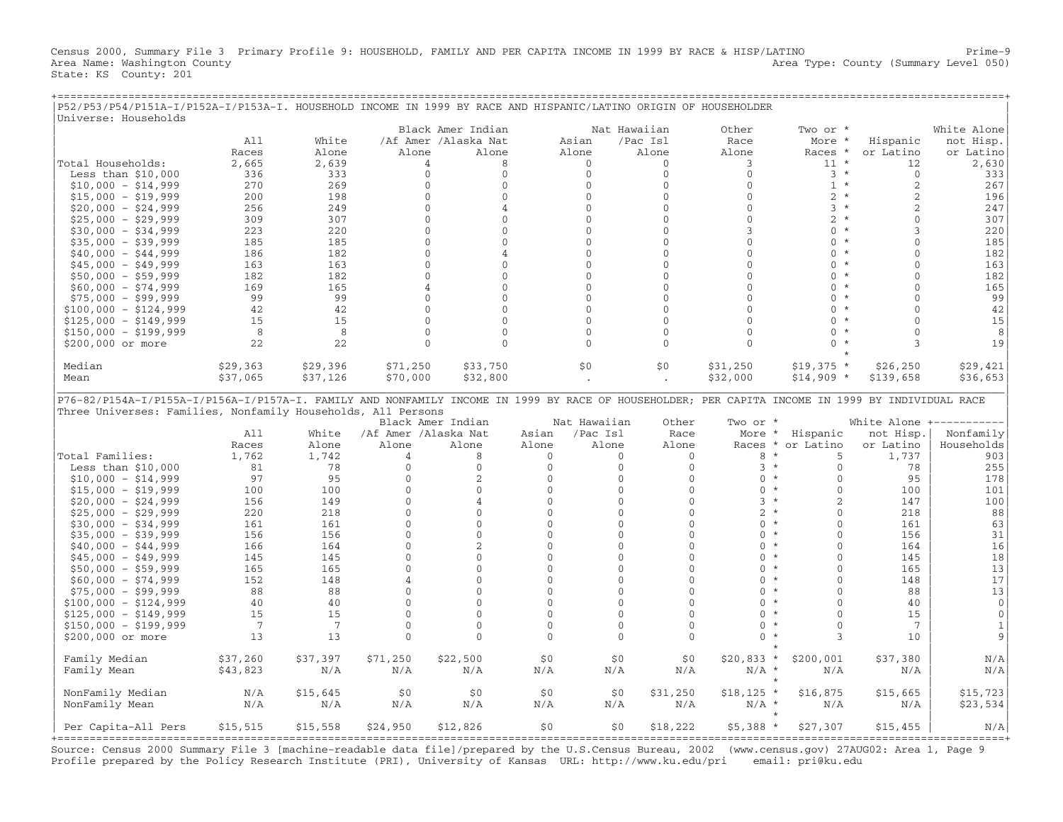Census 2000, Summary File 3 Primary Profile 9: HOUSEHOLD, FAMILY AND PER CAPITA INCOME IN 1999 BY RACE & HISP/LATINO Prime-9
Area Name: Washington County Area Type: County (Summary Level 050)
State: KS County: 201

## P52/P53/P54/P151A-I/P152A-I/P153A-I. HOUSEHOLD INCOME IN 1999 BY RACE AND HISPANIC/LATINO ORIGIN OF HOUSEHOLDER

Universe: Households

| | All Races | White Alone | Black /Af Amer Alone | Amer Indian /Alaska Nat Alone | Asian Alone | Nat Hawaiian /Pac Isl Alone | Other Race Alone | Two or More Races * | Hispanic or Latino | White Alone not Hisp. or Latino |
|---|---|---|---|---|---|---|---|---|---|---|
| Total Households: | 2,665 | 2,639 | 4 | 8 | 0 | 0 | 3 | 11 * | 12 | 2,630 |
| Less than $10,000 | 336 | 333 | 0 | 0 | 0 | 0 | 0 | 3 * | 0 | 333 |
| $10,000 - $14,999 | 270 | 269 | 0 | 0 | 0 | 0 | 0 | 1 * | 2 | 267 |
| $15,000 - $19,999 | 200 | 198 | 0 | 0 | 0 | 0 | 0 | 2 * | 2 | 196 |
| $20,000 - $24,999 | 256 | 249 | 0 | 4 | 0 | 0 | 0 | 3 * | 2 | 247 |
| $25,000 - $29,999 | 309 | 307 | 0 | 0 | 0 | 0 | 0 | 2 * | 0 | 307 |
| $30,000 - $34,999 | 223 | 220 | 0 | 0 | 0 | 0 | 3 | 0 * | 3 | 220 |
| $35,000 - $39,999 | 185 | 185 | 0 | 0 | 0 | 0 | 0 | 0 * | 0 | 185 |
| $40,000 - $44,999 | 186 | 182 | 0 | 4 | 0 | 0 | 0 | 0 * | 0 | 182 |
| $45,000 - $49,999 | 163 | 163 | 0 | 0 | 0 | 0 | 0 | 0 * | 0 | 163 |
| $50,000 - $59,999 | 182 | 182 | 0 | 0 | 0 | 0 | 0 | 0 * | 0 | 182 |
| $60,000 - $74,999 | 169 | 165 | 4 | 0 | 0 | 0 | 0 | 0 * | 0 | 165 |
| $75,000 - $99,999 | 99 | 99 | 0 | 0 | 0 | 0 | 0 | 0 * | 0 | 99 |
| $100,000 - $124,999 | 42 | 42 | 0 | 0 | 0 | 0 | 0 | 0 * | 0 | 42 |
| $125,000 - $149,999 | 15 | 15 | 0 | 0 | 0 | 0 | 0 | 0 * | 0 | 15 |
| $150,000 - $199,999 | 8 | 8 | 0 | 0 | 0 | 0 | 0 | 0 * | 0 | 8 |
| $200,000 or more | 22 | 22 | 0 | 0 | 0 | 0 | 0 | 0 * | 3 | 19 |
| Median | $29,363 | $29,396 | $71,250 | $33,750 | $0 | $0 | $31,250 | $19,375 * | $26,250 | $29,421 |
| Mean | $37,065 | $37,126 | $70,000 | $32,800 | . | . | $32,000 | $14,909 * | $139,658 | $36,653 |

## P76-82/P154A-I/P155A-I/P156A-I/P157A-I. FAMILY AND NONFAMILY INCOME IN 1999 BY RACE OF HOUSEHOLDER; PER CAPITA INCOME IN 1999 BY INDIVIDUAL RACE

Three Universes: Families, Nonfamily Households, All Persons

| | All Races | White Alone | Black /Af Amer Alone | Amer Indian /Alaska Nat Alone | Asian Alone | Nat Hawaiian /Pac Isl Alone | Other Race Alone | Two or More Races * | Hispanic or Latino | White Alone not Hisp. or Latino | Nonfamily Households |
|---|---|---|---|---|---|---|---|---|---|---|---|
| Total Families: | 1,762 | 1,742 | 4 | 8 | 0 | 0 | 0 | 8 * | 5 | 1,737 | 903 |
| Less than $10,000 | 81 | 78 | 0 | 0 | 0 | 0 | 0 | 3 * | 0 | 78 | 255 |
| $10,000 - $14,999 | 97 | 95 | 0 | 2 | 0 | 0 | 0 | 0 * | 0 | 95 | 178 |
| $15,000 - $19,999 | 100 | 100 | 0 | 0 | 0 | 0 | 0 | 0 * | 0 | 100 | 101 |
| $20,000 - $24,999 | 156 | 149 | 0 | 4 | 0 | 0 | 0 | 3 * | 2 | 147 | 100 |
| $25,000 - $29,999 | 220 | 218 | 0 | 0 | 0 | 0 | 0 | 2 * | 0 | 218 | 88 |
| $30,000 - $34,999 | 161 | 161 | 0 | 0 | 0 | 0 | 0 | 0 * | 0 | 161 | 63 |
| $35,000 - $39,999 | 156 | 156 | 0 | 0 | 0 | 0 | 0 | 0 * | 0 | 156 | 31 |
| $40,000 - $44,999 | 166 | 164 | 0 | 2 | 0 | 0 | 0 | 0 * | 0 | 164 | 16 |
| $45,000 - $49,999 | 145 | 145 | 0 | 0 | 0 | 0 | 0 | 0 * | 0 | 145 | 18 |
| $50,000 - $59,999 | 165 | 165 | 0 | 0 | 0 | 0 | 0 | 0 * | 0 | 165 | 13 |
| $60,000 - $74,999 | 152 | 148 | 4 | 0 | 0 | 0 | 0 | 0 * | 0 | 148 | 17 |
| $75,000 - $99,999 | 88 | 88 | 0 | 0 | 0 | 0 | 0 | 0 * | 0 | 88 | 13 |
| $100,000 - $124,999 | 40 | 40 | 0 | 0 | 0 | 0 | 0 | 0 * | 0 | 40 | 0 |
| $125,000 - $149,999 | 15 | 15 | 0 | 0 | 0 | 0 | 0 | 0 * | 0 | 15 | 0 |
| $150,000 - $199,999 | 7 | 7 | 0 | 0 | 0 | 0 | 0 | 0 * | 0 | 7 | 1 |
| $200,000 or more | 13 | 13 | 0 | 0 | 0 | 0 | 0 | 0 * | 3 | 10 | 9 |
| Family Median | $37,260 | $37,397 | $71,250 | $22,500 | $0 | $0 | $0 | $20,833 * | $200,001 | $37,380 | N/A |
| Family Mean | $43,823 | N/A | N/A | N/A | N/A | N/A | N/A | N/A * | N/A | N/A | N/A |
| NonFamily Median | N/A | $15,645 | $0 | $0 | $0 | $0 | $31,250 | $18,125 * | $16,875 | $15,665 | $15,723 |
| NonFamily Mean | N/A | N/A | N/A | N/A | N/A | N/A | N/A | N/A * | N/A | N/A | $23,534 |
| Per Capita-All Pers | $15,515 | $15,558 | $24,950 | $12,826 | $0 | $0 | $18,222 | $5,388 * | $27,307 | $15,455 | N/A |

Source: Census 2000 Summary File 3 [machine-readable data file]/prepared by the U.S.Census Bureau, 2002 (www.census.gov) 27AUG02: Area 1, Page 9
Profile prepared by the Policy Research Institute (PRI), University of Kansas URL: http://www.ku.edu/pri email: pri@ku.edu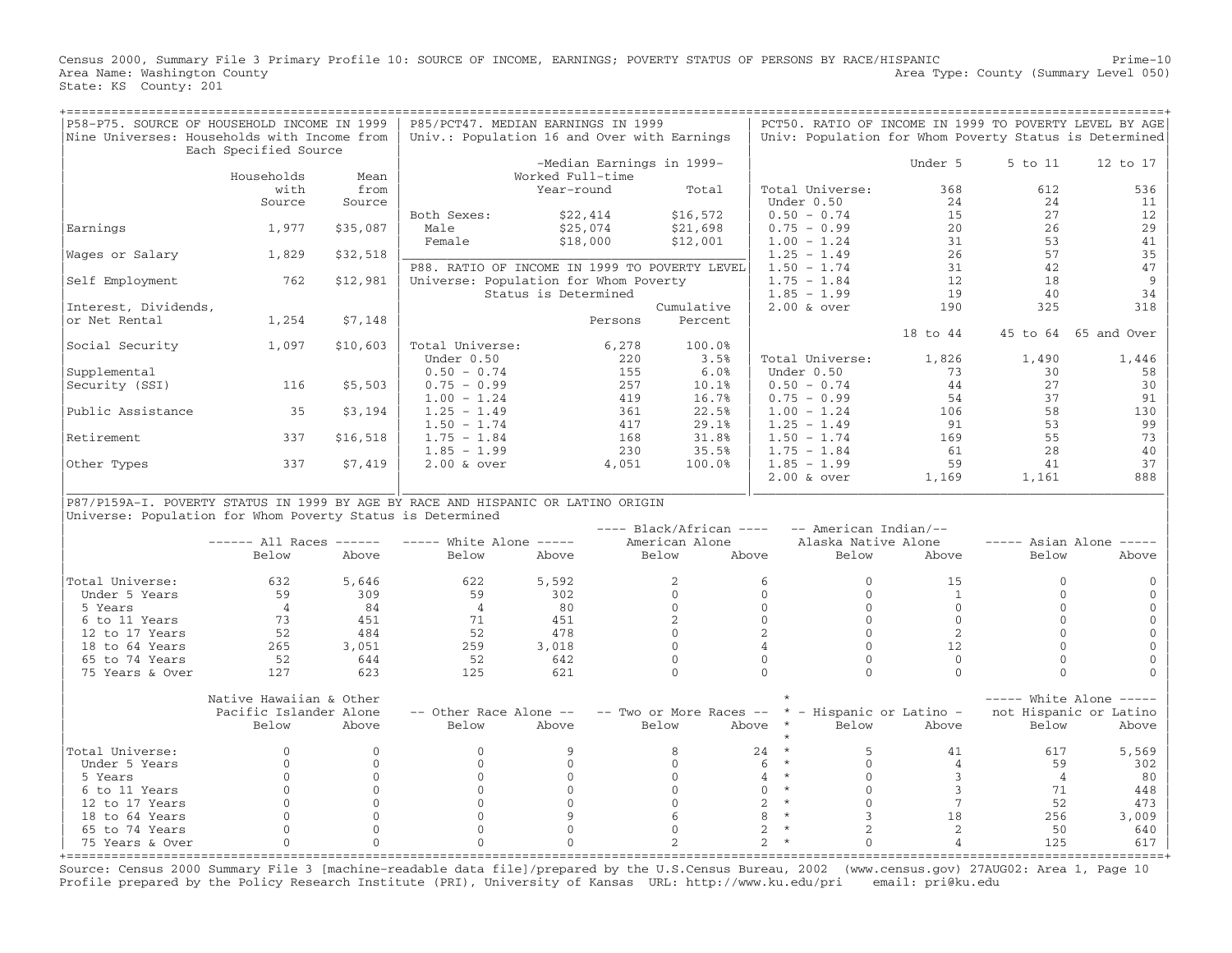Census 2000, Summary File 3 Primary Profile 10: SOURCE OF INCOME, EARNINGS; POVERTY STATUS OF PERSONS BY RACE/HISPANIC
Area Name: Washington County
State: KS County: 201

Prime-10
Area Type: County (Summary Level 050)

## P58-P75. SOURCE OF HOUSEHOLD INCOME IN 1999

Nine Universes: Households with Income from Each Specified Source

| | Households with Source | Mean from Source |
|---|---|---|
| Earnings | 1,977 | $35,087 |
| Wages or Salary | 1,829 | $32,518 |
| Self Employment | 762 | $12,981 |
| Interest, Dividends, or Net Rental | 1,254 | $7,148 |
| Social Security | 1,097 | $10,603 |
| Supplemental Security (SSI) | 116 | $5,503 |
| Public Assistance | 35 | $3,194 |
| Retirement | 337 | $16,518 |
| Other Types | 337 | $7,419 |

## P85/PCT47. MEDIAN EARNINGS IN 1999

Univ.: Population 16 and Over with Earnings

| | -Median Earnings in 1999- Worked Full-time Year-round | Total |
|---|---|---|
| Both Sexes: | $22,414 | $16,572 |
| Male | $25,074 | $21,698 |
| Female | $18,000 | $12,001 |

## P88. RATIO OF INCOME IN 1999 TO POVERTY LEVEL

Universe: Population for Whom Poverty Status is Determined

| | Persons | Cumulative Percent |
|---|---|---|
| Total Universe: | 6,278 | 100.0% |
| Under 0.50 | 220 | 3.5% |
| 0.50 - 0.74 | 155 | 6.0% |
| 0.75 - 0.99 | 257 | 10.1% |
| 1.00 - 1.24 | 419 | 16.7% |
| 1.25 - 1.49 | 361 | 22.5% |
| 1.50 - 1.74 | 417 | 29.1% |
| 1.75 - 1.84 | 168 | 31.8% |
| 1.85 - 1.99 | 230 | 35.5% |
| 2.00 & over | 4,051 | 100.0% |

## PCT50. RATIO OF INCOME IN 1999 TO POVERTY LEVEL BY AGE

Univ: Population for Whom Poverty Status is Determined

| | Under 5 | 5 to 11 | 12 to 17 |
|---|---|---|---|
| Total Universe: | 368 | 612 | 536 |
| Under 0.50 | 24 | 24 | 11 |
| 0.50 - 0.74 | 15 | 27 | 12 |
| 0.75 - 0.99 | 20 | 26 | 29 |
| 1.00 - 1.24 | 31 | 53 | 41 |
| 1.25 - 1.49 | 26 | 57 | 35 |
| 1.50 - 1.74 | 31 | 42 | 47 |
| 1.75 - 1.84 | 12 | 18 | 9 |
| 1.85 - 1.99 | 19 | 40 | 34 |
| 2.00 & over | 190 | 325 | 318 |

| | 18 to 44 | 45 to 64 | 65 and Over |
|---|---|---|---|
| Total Universe: | 1,826 | 1,490 | 1,446 |
| Under 0.50 | 73 | 30 | 58 |
| 0.50 - 0.74 | 44 | 27 | 30 |
| 0.75 - 0.99 | 54 | 37 | 91 |
| 1.00 - 1.24 | 106 | 58 | 130 |
| 1.25 - 1.49 | 91 | 53 | 99 |
| 1.50 - 1.74 | 169 | 55 | 73 |
| 1.75 - 1.84 | 61 | 28 | 40 |
| 1.85 - 1.99 | 59 | 41 | 37 |
| 2.00 & over | 1,169 | 1,161 | 888 |

## P87/P159A-I. POVERTY STATUS IN 1999 BY AGE BY RACE AND HISPANIC OR LATINO ORIGIN

Universe: Population for Whom Poverty Status is Determined

| | All Races | | White Alone | | Black/African American Alone | | American Indian/Alaska Native Alone | | Asian Alone | |
|---|---|---|---|---|---|---|---|---|---|---|
| | Below | Above | Below | Above | Below | Above | Below | Above | Below | Above |
| Total Universe: | 632 | 5,646 | 622 | 5,592 | 2 | 6 | 0 | 15 | 0 | 0 |
| Under 5 Years | 59 | 309 | 59 | 302 | 0 | 0 | 0 | 1 | 0 | 0 |
| 5 Years | 4 | 84 | 4 | 80 | 0 | 0 | 0 | 0 | 0 | 0 |
| 6 to 11 Years | 73 | 451 | 71 | 451 | 2 | 0 | 0 | 0 | 0 | 0 |
| 12 to 17 Years | 52 | 484 | 52 | 478 | 0 | 2 | 0 | 2 | 0 | 0 |
| 18 to 64 Years | 265 | 3,051 | 259 | 3,018 | 0 | 4 | 0 | 12 | 0 | 0 |
| 65 to 74 Years | 52 | 644 | 52 | 642 | 0 | 0 | 0 | 0 | 0 | 0 |
| 75 Years & Over | 127 | 623 | 125 | 621 | 0 | 0 | 0 | 0 | 0 | 0 |

| | Native Hawaiian & Other Pacific Islander Alone | | Other Race Alone | | Two or More Races | | Hispanic or Latino | | White Alone not Hispanic or Latino | |
|---|---|---|---|---|---|---|---|---|---|---|
| | Below | Above | Below | Above | Below | Above | Below | Above | Below | Above |
| Total Universe: | 0 | 0 | 0 | 9 | 8 | 24 | 5 | 41 | 617 | 5,569 |
| Under 5 Years | 0 | 0 | 0 | 0 | 0 | 6 | 0 | 4 | 59 | 302 |
| 5 Years | 0 | 0 | 0 | 0 | 0 | 4 | 0 | 3 | 4 | 80 |
| 6 to 11 Years | 0 | 0 | 0 | 0 | 0 | 0 | 0 | 3 | 71 | 448 |
| 12 to 17 Years | 0 | 0 | 0 | 0 | 0 | 2 | 0 | 7 | 52 | 473 |
| 18 to 64 Years | 0 | 0 | 0 | 9 | 6 | 8 | 3 | 18 | 256 | 3,009 |
| 65 to 74 Years | 0 | 0 | 0 | 0 | 0 | 2 | 2 | 2 | 50 | 640 |
| 75 Years & Over | 0 | 0 | 0 | 0 | 2 | 2 | 0 | 4 | 125 | 617 |

Source: Census 2000 Summary File 3 [machine-readable data file]/prepared by the U.S.Census Bureau, 2002 (www.census.gov) 27AUG02: Area 1, Page 10
Profile prepared by the Policy Research Institute (PRI), University of Kansas URL: http://www.ku.edu/pri email: pri@ku.edu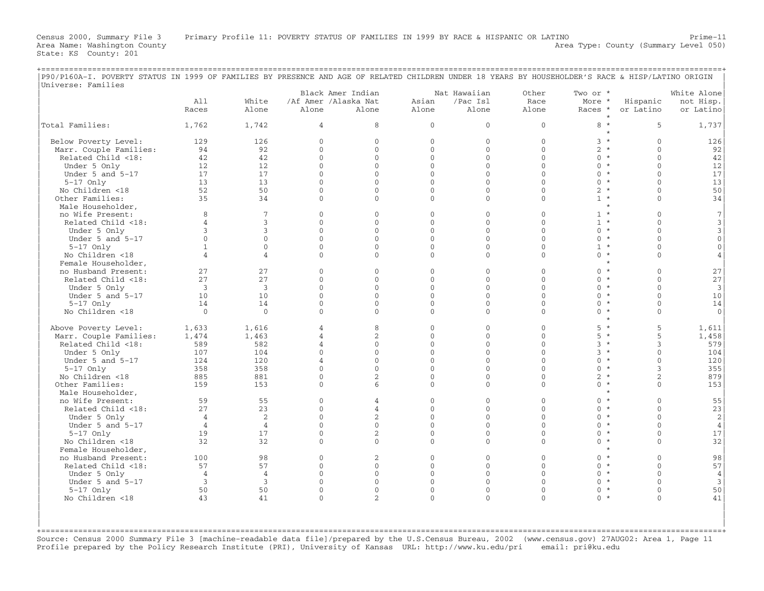Census 2000, Summary File 3 Primary Profile 11: POVERTY STATUS OF FAMILIES IN 1999 BY RACE & HISPANIC OR LATINO Prime-11
Area Name: Washington County Area Type: County (Summary Level 050)
State: KS County: 201

P90/P160A-I. POVERTY STATUS IN 1999 OF FAMILIES BY PRESENCE AND AGE OF RELATED CHILDREN UNDER 18 YEARS BY HOUSEHOLDER'S RACE & HISP/LATINO ORIGIN
Universe: Families

| | All Races | White Alone | Black /Af Amer Alone | Amer Indian /Alaska Nat Alone | Asian Alone | Nat Hawaiian /Pac Isl Alone | Other Race Alone | Two or More Races * | Hispanic or Latino | White Alone not Hisp. or Latino |
|---|---|---|---|---|---|---|---|---|---|---|
| Total Families: | 1,762 | 1,742 | 4 | 8 | 0 | 0 | 0 | 8 * | 5 | 1,737 |
| Below Poverty Level: | 129 | 126 | 0 | 0 | 0 | 0 | 0 | 3 * | 0 | 126 |
| Marr. Couple Families: | 94 | 92 | 0 | 0 | 0 | 0 | 0 | 2 * | 0 | 92 |
| Related Child <18: | 42 | 42 | 0 | 0 | 0 | 0 | 0 | 0 * | 0 | 42 |
| Under 5 Only | 12 | 12 | 0 | 0 | 0 | 0 | 0 | 0 * | 0 | 12 |
| Under 5 and 5-17 | 17 | 17 | 0 | 0 | 0 | 0 | 0 | 0 * | 0 | 17 |
| 5-17 Only | 13 | 13 | 0 | 0 | 0 | 0 | 0 | 0 * | 0 | 13 |
| No Children <18 | 52 | 50 | 0 | 0 | 0 | 0 | 0 | 2 * | 0 | 50 |
| Other Families: | 35 | 34 | 0 | 0 | 0 | 0 | 0 | 1 * | 0 | 34 |
| Male Householder, no Wife Present: | 8 | 7 | 0 | 0 | 0 | 0 | 0 | 1 * | 0 | 7 |
| Related Child <18: | 4 | 3 | 0 | 0 | 0 | 0 | 0 | 1 * | 0 | 3 |
| Under 5 Only | 3 | 3 | 0 | 0 | 0 | 0 | 0 | 0 * | 0 | 3 |
| Under 5 and 5-17 | 0 | 0 | 0 | 0 | 0 | 0 | 0 | 0 * | 0 | 0 |
| 5-17 Only | 1 | 0 | 0 | 0 | 0 | 0 | 0 | 1 * | 0 | 0 |
| No Children <18 | 4 | 4 | 0 | 0 | 0 | 0 | 0 | 0 * | 0 | 4 |
| Female Householder, no Husband Present: | 27 | 27 | 0 | 0 | 0 | 0 | 0 | 0 * | 0 | 27 |
| Related Child <18: | 27 | 27 | 0 | 0 | 0 | 0 | 0 | 0 * | 0 | 27 |
| Under 5 Only | 3 | 3 | 0 | 0 | 0 | 0 | 0 | 0 * | 0 | 3 |
| Under 5 and 5-17 | 10 | 10 | 0 | 0 | 0 | 0 | 0 | 0 * | 0 | 10 |
| 5-17 Only | 14 | 14 | 0 | 0 | 0 | 0 | 0 | 0 * | 0 | 14 |
| No Children <18 | 0 | 0 | 0 | 0 | 0 | 0 | 0 | 0 * | 0 | 0 |
| Above Poverty Level: | 1,633 | 1,616 | 4 | 8 | 0 | 0 | 0 | 5 * | 5 | 1,611 |
| Marr. Couple Families: | 1,474 | 1,463 | 4 | 2 | 0 | 0 | 0 | 5 * | 5 | 1,458 |
| Related Child <18: | 589 | 582 | 4 | 0 | 0 | 0 | 0 | 3 * | 3 | 579 |
| Under 5 Only | 107 | 104 | 0 | 0 | 0 | 0 | 0 | 3 * | 0 | 104 |
| Under 5 and 5-17 | 124 | 120 | 4 | 0 | 0 | 0 | 0 | 0 * | 0 | 120 |
| 5-17 Only | 358 | 358 | 0 | 0 | 0 | 0 | 0 | 0 * | 3 | 355 |
| No Children <18 | 885 | 881 | 0 | 2 | 0 | 0 | 0 | 2 * | 2 | 879 |
| Other Families: | 159 | 153 | 0 | 6 | 0 | 0 | 0 | 0 * | 0 | 153 |
| Male Householder, no Wife Present: | 59 | 55 | 0 | 4 | 0 | 0 | 0 | 0 * | 0 | 55 |
| Related Child <18: | 27 | 23 | 0 | 4 | 0 | 0 | 0 | 0 * | 0 | 23 |
| Under 5 Only | 4 | 2 | 0 | 2 | 0 | 0 | 0 | 0 * | 0 | 2 |
| Under 5 and 5-17 | 4 | 4 | 0 | 0 | 0 | 0 | 0 | 0 * | 0 | 4 |
| 5-17 Only | 19 | 17 | 0 | 2 | 0 | 0 | 0 | 0 * | 0 | 17 |
| No Children <18 | 32 | 32 | 0 | 0 | 0 | 0 | 0 | 0 * | 0 | 32 |
| Female Householder, no Husband Present: | 100 | 98 | 0 | 2 | 0 | 0 | 0 | 0 * | 0 | 98 |
| Related Child <18: | 57 | 57 | 0 | 0 | 0 | 0 | 0 | 0 * | 0 | 57 |
| Under 5 Only | 4 | 4 | 0 | 0 | 0 | 0 | 0 | 0 * | 0 | 4 |
| Under 5 and 5-17 | 3 | 3 | 0 | 0 | 0 | 0 | 0 | 0 * | 0 | 3 |
| 5-17 Only | 50 | 50 | 0 | 0 | 0 | 0 | 0 | 0 * | 0 | 50 |
| No Children <18 | 43 | 41 | 0 | 2 | 0 | 0 | 0 | 0 * | 0 | 41 |

Source: Census 2000 Summary File 3 [machine-readable data file]/prepared by the U.S.Census Bureau, 2002 (www.census.gov) 27AUG02: Area 1, Page 11
Profile prepared by the Policy Research Institute (PRI), University of Kansas URL: http://www.ku.edu/pri email: pri@ku.edu